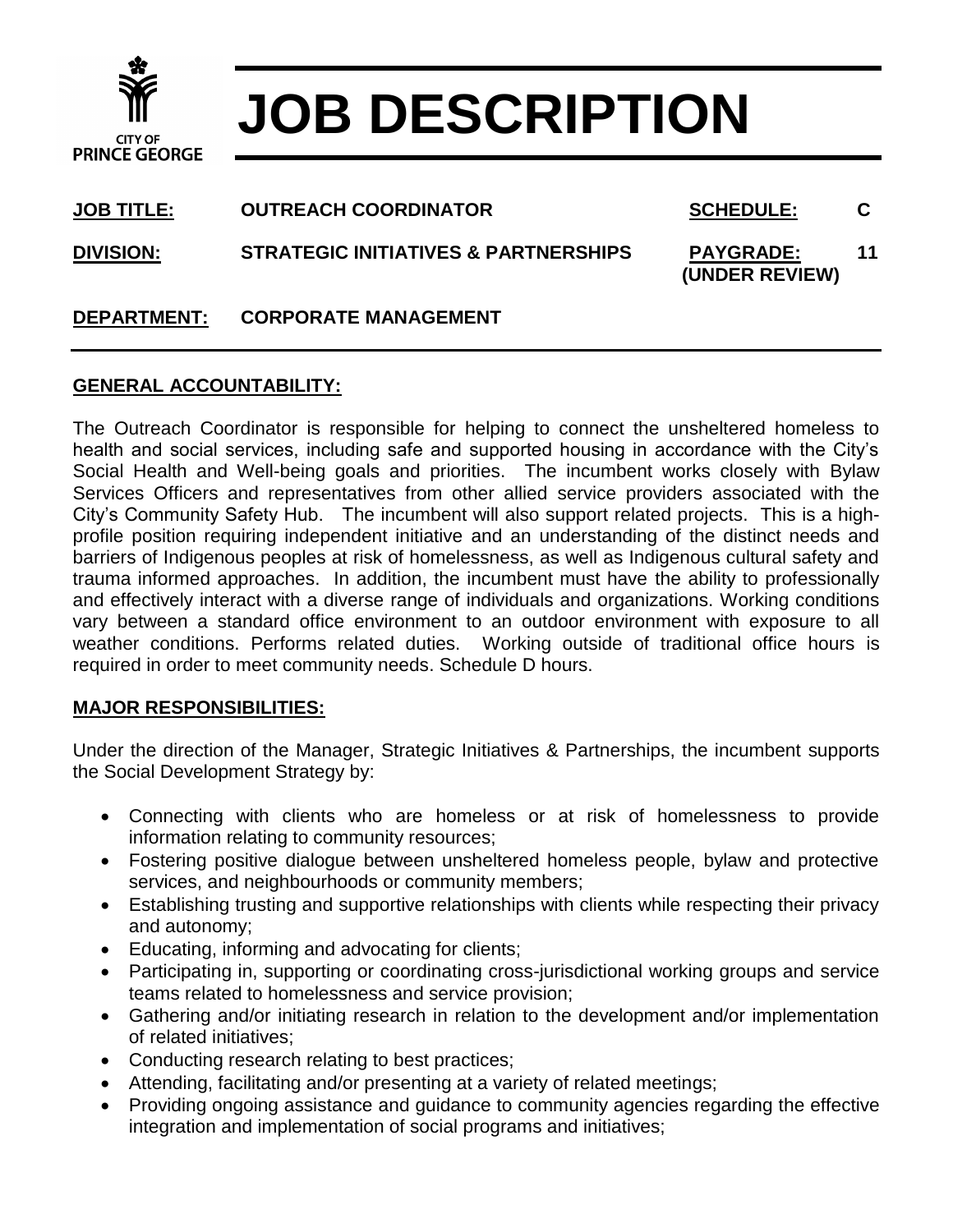CITY OF PRINCE GEORGE

# JOB DESCRIPTION

**JOB TITLE:** OUTREACH COORDINATOR **SCHEDULE:** C

**DIVISION:** STRATEGIC INITIATIVES & PARTNERSHIPS **PAYGRADE:** 11 **(UNDER REVIEW)**

**DEPARTMENT:** CORPORATE MANAGEMENT

## GENERAL ACCOUNTABILITY:

The Outreach Coordinator is responsible for helping to connect the unsheltered homeless to health and social services, including safe and supported housing in accordance with the City's Social Health and Well-being goals and priorities. The incumbent works closely with Bylaw Services Officers and representatives from other allied service providers associated with the City's Community Safety Hub. The incumbent will also support related projects. This is a high-profile position requiring independent initiative and an understanding of the distinct needs and barriers of Indigenous peoples at risk of homelessness, as well as Indigenous cultural safety and trauma informed approaches. In addition, the incumbent must have the ability to professionally and effectively interact with a diverse range of individuals and organizations. Working conditions vary between a standard office environment to an outdoor environment with exposure to all weather conditions. Performs related duties. Working outside of traditional office hours is required in order to meet community needs. Schedule D hours.

## MAJOR RESPONSIBILITIES:

Under the direction of the Manager, Strategic Initiatives & Partnerships, the incumbent supports the Social Development Strategy by:

- Connecting with clients who are homeless or at risk of homelessness to provide information relating to community resources;
- Fostering positive dialogue between unsheltered homeless people, bylaw and protective services, and neighbourhoods or community members;
- Establishing trusting and supportive relationships with clients while respecting their privacy and autonomy;
- Educating, informing and advocating for clients;
- Participating in, supporting or coordinating cross-jurisdictional working groups and service teams related to homelessness and service provision;
- Gathering and/or initiating research in relation to the development and/or implementation of related initiatives;
- Conducting research relating to best practices;
- Attending, facilitating and/or presenting at a variety of related meetings;
- Providing ongoing assistance and guidance to community agencies regarding the effective integration and implementation of social programs and initiatives;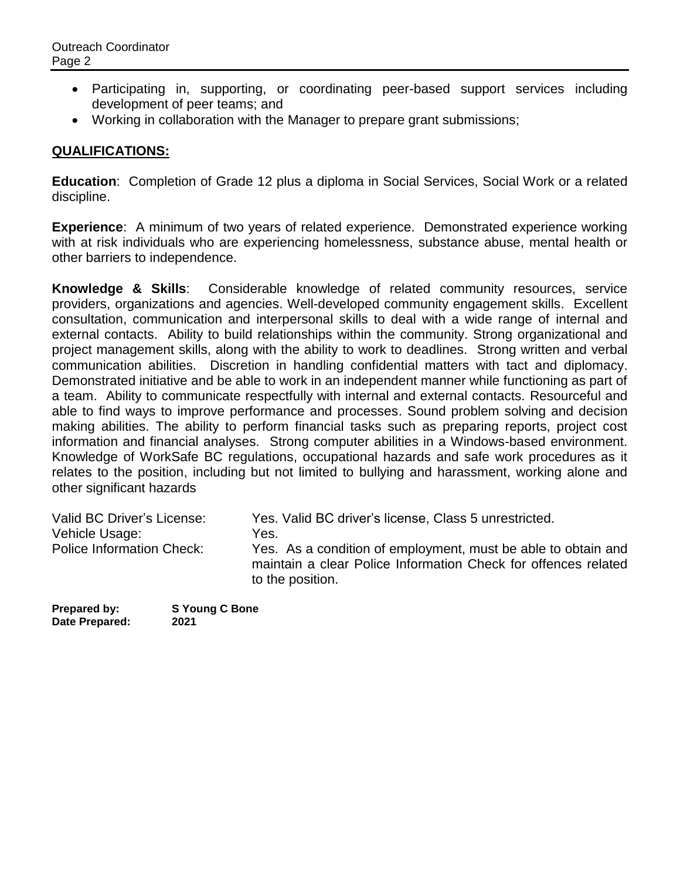- Participating in, supporting, or coordinating peer-based support services including development of peer teams; and
- Working in collaboration with the Manager to prepare grant submissions;

## QUALIFICATIONS:

**Education**: Completion of Grade 12 plus a diploma in Social Services, Social Work or a related discipline.

**Experience**: A minimum of two years of related experience. Demonstrated experience working with at risk individuals who are experiencing homelessness, substance abuse, mental health or other barriers to independence.

**Knowledge & Skills**: Considerable knowledge of related community resources, service providers, organizations and agencies. Well-developed community engagement skills. Excellent consultation, communication and interpersonal skills to deal with a wide range of internal and external contacts. Ability to build relationships within the community. Strong organizational and project management skills, along with the ability to work to deadlines. Strong written and verbal communication abilities. Discretion in handling confidential matters with tact and diplomacy. Demonstrated initiative and be able to work in an independent manner while functioning as part of a team. Ability to communicate respectfully with internal and external contacts. Resourceful and able to find ways to improve performance and processes. Sound problem solving and decision making abilities. The ability to perform financial tasks such as preparing reports, project cost information and financial analyses. Strong computer abilities in a Windows-based environment. Knowledge of WorkSafe BC regulations, occupational hazards and safe work procedures as it relates to the position, including but not limited to bullying and harassment, working alone and other significant hazards

| | |
|---|---|
| Valid BC Driver's License: | Yes. Valid BC driver's license, Class 5 unrestricted. |
| Vehicle Usage: | Yes. |
| Police Information Check: | Yes. As a condition of employment, must be able to obtain and maintain a clear Police Information Check for offences related to the position. |

**Prepared by:** **S Young C Bone**
**Date Prepared:** **2021**